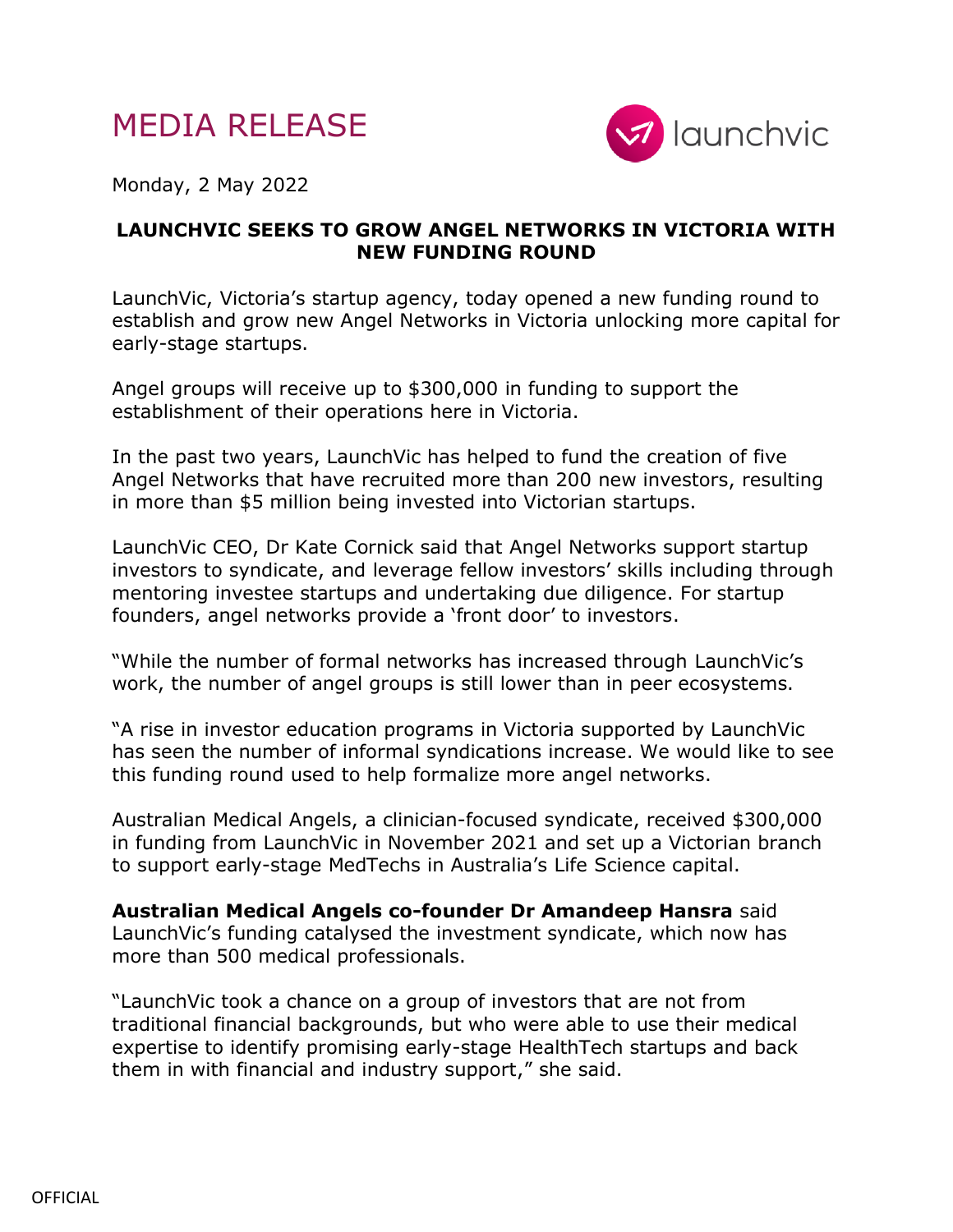# MEDIA RELEASE

Monday, 2 May 2022

## LAUNCHVIC SEEKS TO GROW ANGEL NETWORKS IN VICTORIA WITH NEW FUNDING ROUND

LaunchVic, Victoria's startup agency, today opened a new funding round to establish and grow new Angel Networks in Victoria unlocking more capital for early-stage startups.

Angel groups will receive up to $300,000 in funding to support the establishment of their operations here in Victoria.

In the past two years, LaunchVic has helped to fund the creation of five Angel Networks that have recruited more than 200 new investors, resulting in more than $5 million being invested into Victorian startups.

LaunchVic CEO, Dr Kate Cornick said that Angel Networks support startup investors to syndicate, and leverage fellow investors' skills including through mentoring investee startups and undertaking due diligence. For startup founders, angel networks provide a 'front door' to investors.

"While the number of formal networks has increased through LaunchVic's work, the number of angel groups is still lower than in peer ecosystems.

"A rise in investor education programs in Victoria supported by LaunchVic has seen the number of informal syndications increase. We would like to see this funding round used to help formalize more angel networks.

Australian Medical Angels, a clinician-focused syndicate, received $300,000 in funding from LaunchVic in November 2021 and set up a Victorian branch to support early-stage MedTechs in Australia's Life Science capital.

**Australian Medical Angels co-founder Dr Amandeep Hansra** said LaunchVic's funding catalysed the investment syndicate, which now has more than 500 medical professionals.

"LaunchVic took a chance on a group of investors that are not from traditional financial backgrounds, but who were able to use their medical expertise to identify promising early-stage HealthTech startups and back them in with financial and industry support," she said.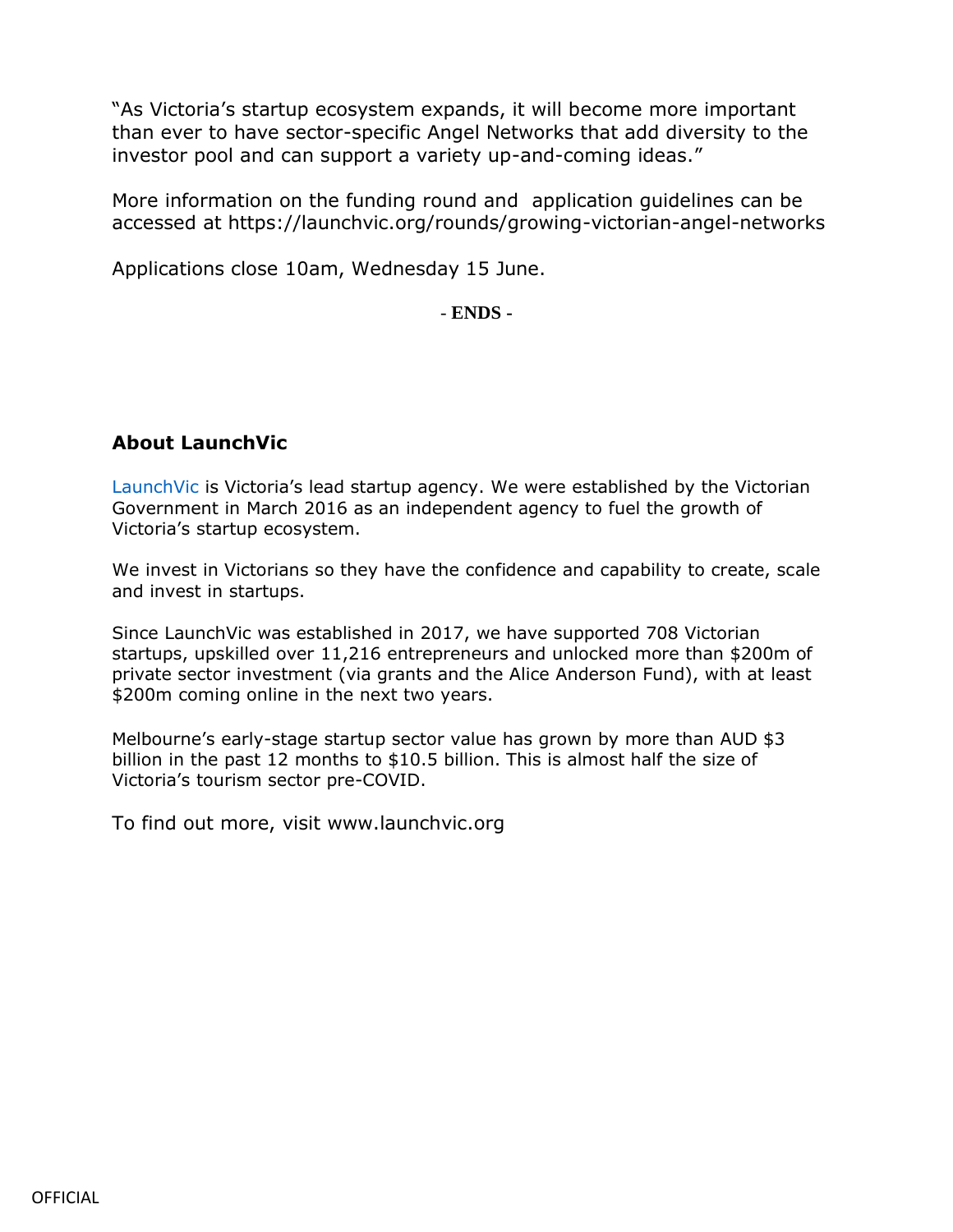"As Victoria's startup ecosystem expands, it will become more important than ever to have sector-specific Angel Networks that add diversity to the investor pool and can support a variety up-and-coming ideas."

More information on the funding round and application guidelines can be accessed at https://launchvic.org/rounds/growing-victorian-angel-networks

Applications close 10am, Wednesday 15 June.

**- ENDS -**

### About LaunchVic

LaunchVic is Victoria's lead startup agency. We were established by the Victorian Government in March 2016 as an independent agency to fuel the growth of Victoria's startup ecosystem.

We invest in Victorians so they have the confidence and capability to create, scale and invest in startups.

Since LaunchVic was established in 2017, we have supported 708 Victorian startups, upskilled over 11,216 entrepreneurs and unlocked more than $200m of private sector investment (via grants and the Alice Anderson Fund), with at least $200m coming online in the next two years.

Melbourne's early-stage startup sector value has grown by more than AUD $3 billion in the past 12 months to $10.5 billion. This is almost half the size of Victoria's tourism sector pre-COVID.

To find out more, visit www.launchvic.org

OFFICIAL